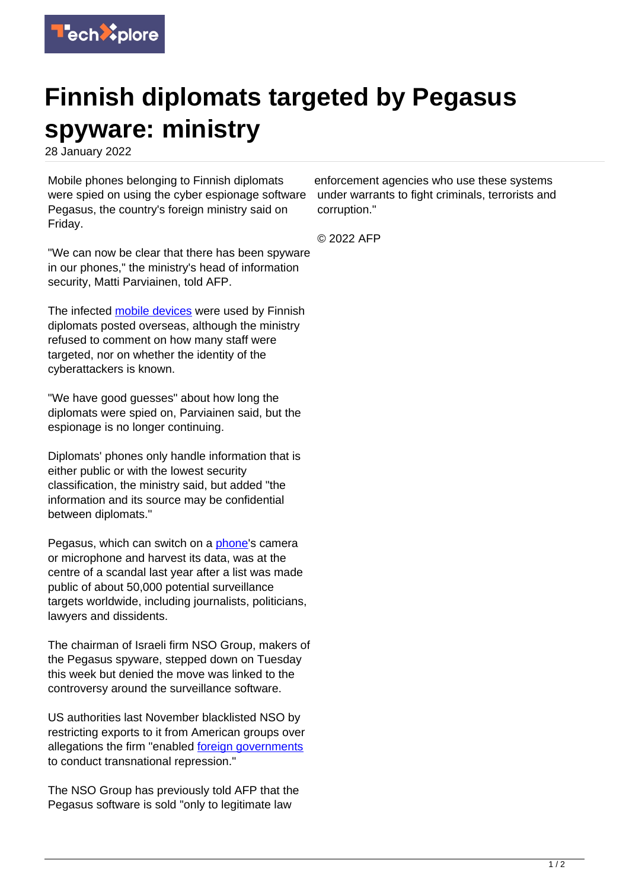# Finnish diplomats targeted by Pegasus spyware: ministry

28 January 2022

Mobile phones belonging to Finnish diplomats were spied on using the cyber espionage software Pegasus, the country's foreign ministry said on Friday.

"We can now be clear that there has been spyware in our phones," the ministry's head of information security, Matti Parviainen, told AFP.

The infected mobile devices were used by Finnish diplomats posted overseas, although the ministry refused to comment on how many staff were targeted, nor on whether the identity of the cyberattackers is known.

"We have good guesses" about how long the diplomats were spied on, Parviainen said, but the espionage is no longer continuing.

Diplomats' phones only handle information that is either public or with the lowest security classification, the ministry said, but added "the information and its source may be confidential between diplomats."

Pegasus, which can switch on a phone's camera or microphone and harvest its data, was at the centre of a scandal last year after a list was made public of about 50,000 potential surveillance targets worldwide, including journalists, politicians, lawyers and dissidents.

The chairman of Israeli firm NSO Group, makers of the Pegasus spyware, stepped down on Tuesday this week but denied the move was linked to the controversy around the surveillance software.

US authorities last November blacklisted NSO by restricting exports to it from American groups over allegations the firm "enabled foreign governments to conduct transnational repression."

The NSO Group has previously told AFP that the Pegasus software is sold "only to legitimate law enforcement agencies who use these systems under warrants to fight criminals, terrorists and corruption."

© 2022 AFP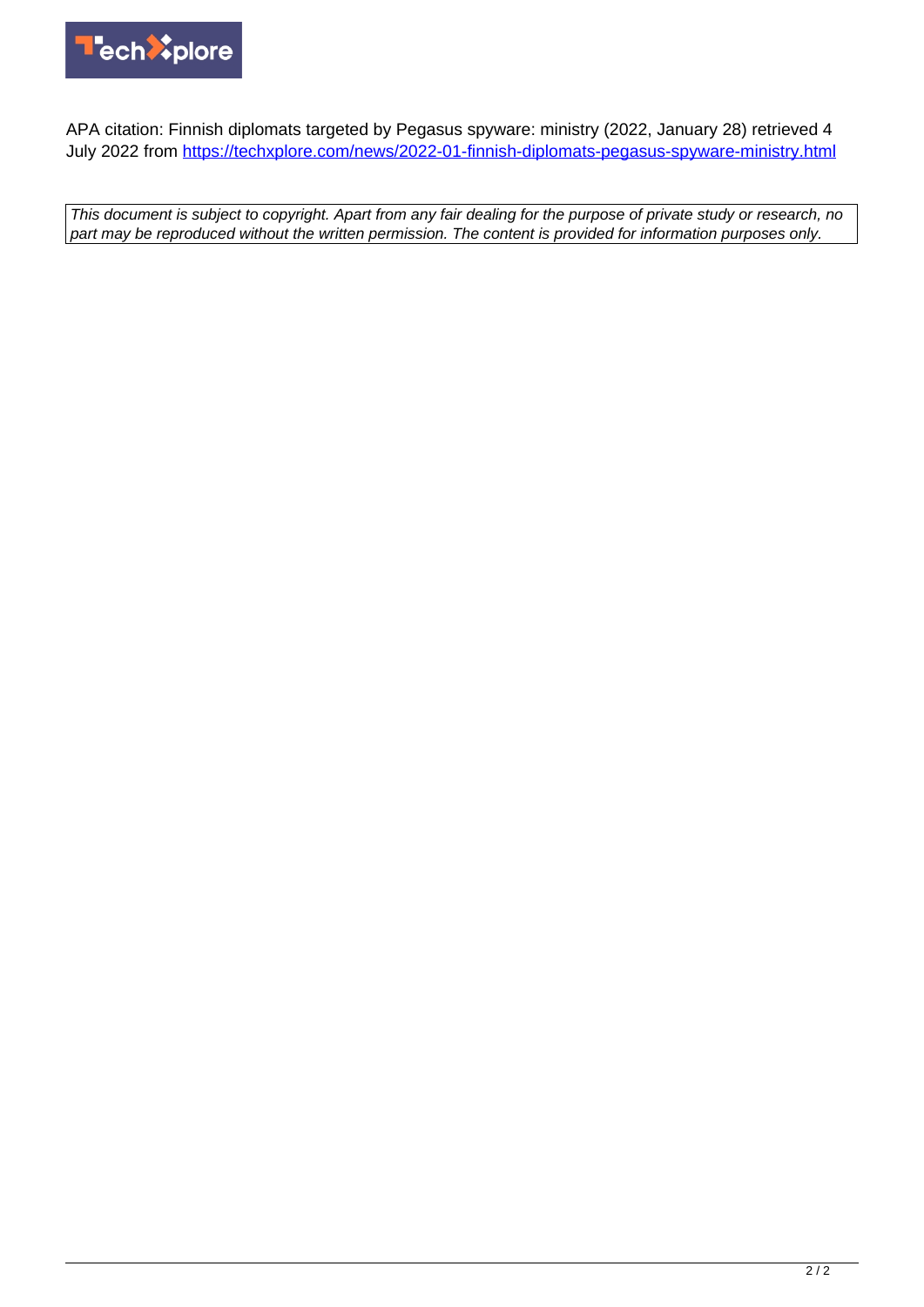APA citation: Finnish diplomats targeted by Pegasus spyware: ministry (2022, January 28) retrieved 4 July 2022 from https://techxplore.com/news/2022-01-finnish-diplomats-pegasus-spyware-ministry.html

*This document is subject to copyright. Apart from any fair dealing for the purpose of private study or research, no part may be reproduced without the written permission. The content is provided for information purposes only.*